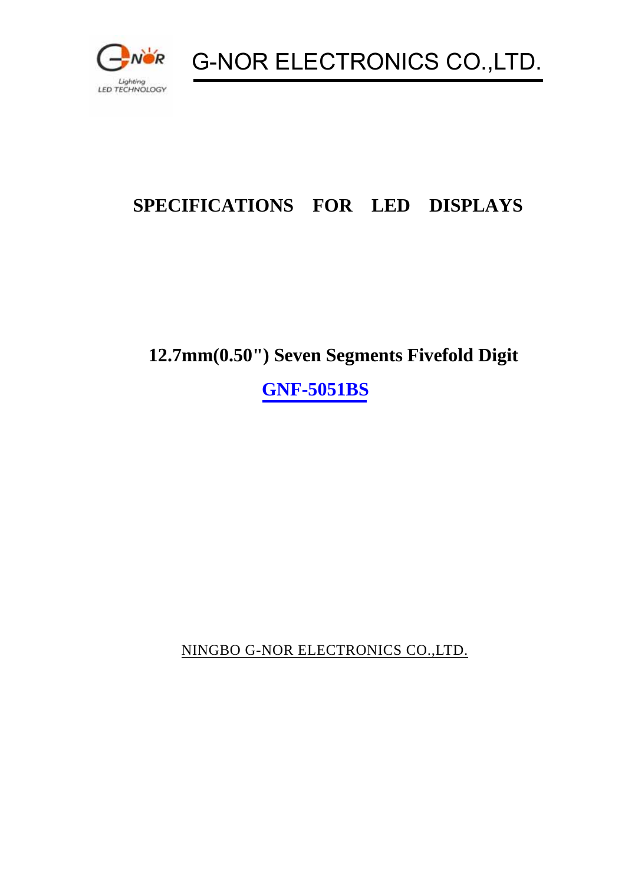# G-NOR ELECTRONICS CO.,LTD.

## SPECIFICATIONS FOR LED DISPLAYS

### 12.7mm(0.50") Seven Segments Fivefold Digit

### GNF-5051BS

NINGBO G-NOR ELECTRONICS CO.,LTD.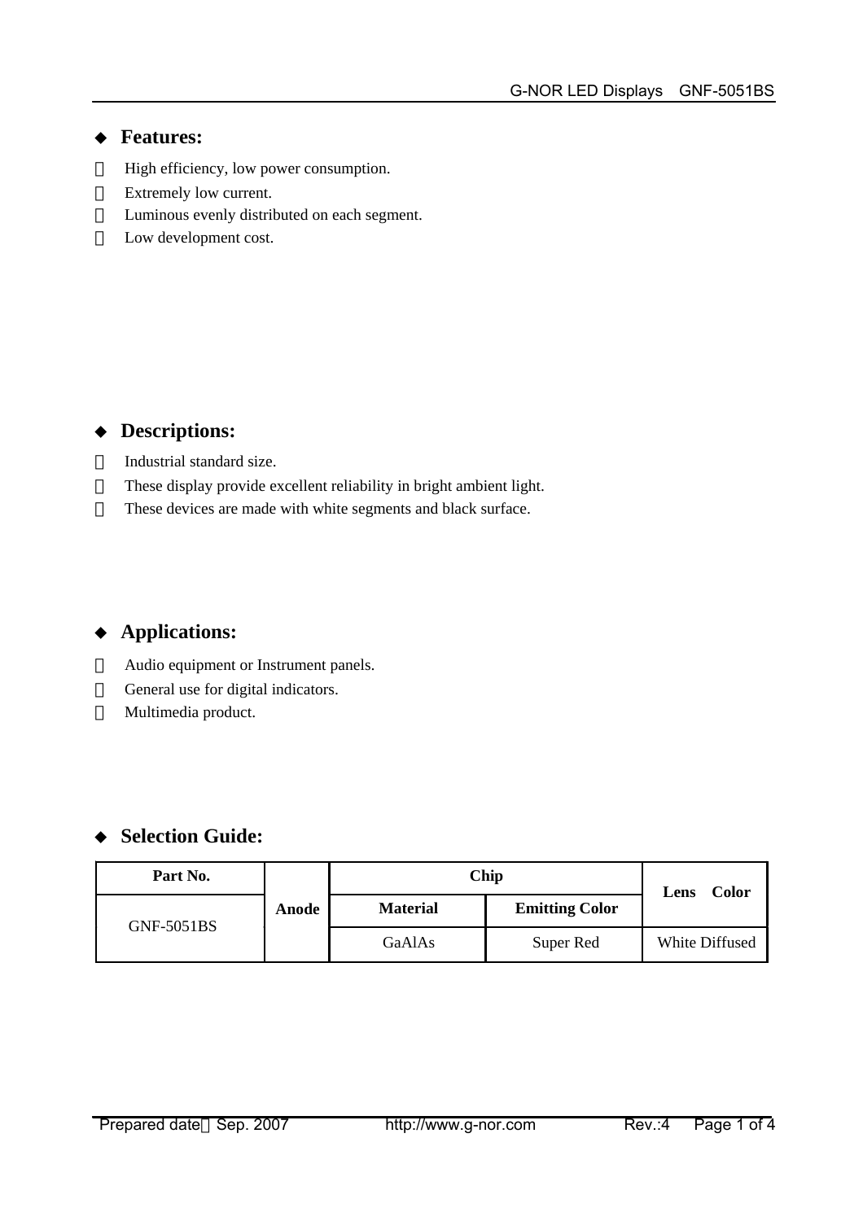## ◆ Features:

- High efficiency, low power consumption.
- Extremely low current.
- Luminous evenly distributed on each segment.
- Low development cost.

## ◆ Descriptions:

- Industrial standard size.
- These display provide excellent reliability in bright ambient light.
- These devices are made with white segments and black surface.

## ◆ Applications:

- Audio equipment or Instrument panels.
- General use for digital indicators.
- Multimedia product.

## ◆ Selection Guide:

| Part No. | Anode | Chip | | Lens Color |
|---|---|---|---|---|
| | | Material | Emitting Color | |
| GNF-5051BS | | GaAlAs | Super Red | White Diffused |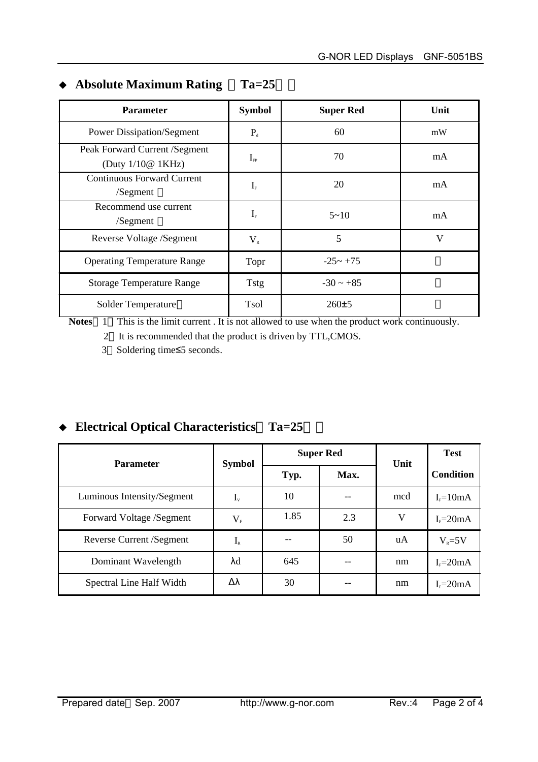## ◆ Absolute Maximum Rating （Ta=25℃）

| Parameter | Symbol | Super Red | Unit |
|---|---|---|---|
| Power Dissipation/Segment | $P_d$ | 60 | mW |
| Peak Forward Current /Segment (Duty 1/10@ 1KHz) | $I_{FP}$ | 70 | mA |
| Continuous Forward Current /Segment ① | $I_F$ | 20 | mA |
| Recommend use current /Segment ② | $I_F$ | 5~10 | mA |
| Reverse Voltage /Segment | $V_R$ | 5 | V |
| Operating Temperature Range | Topr | -25~ +75 | ℃ |
| Storage Temperature Range | Tstg | -30 ~ +85 | ℃ |
| Solder Temperature③ | Tsol | 260±5 | ℃ |

**Notes**：1．This is the limit current . It is not allowed to use when the product work continuously.

2．It is recommended that the product is driven by TTL,CMOS.

3．Soldering time≤5 seconds.

## ◆ Electrical Optical Characteristics（Ta=25℃）

| Parameter | Symbol | Super Red | | Unit | Test Condition |
|---|---|---|---|---|---|
| | | Typ. | Max. | | |
| Luminous Intensity/Segment | $I_v$ | 10 | -- | mcd | $I_F$=10mA |
| Forward Voltage /Segment | $V_F$ | 1.85 | 2.3 | V | $I_F$=20mA |
| Reverse Current /Segment | $I_R$ | -- | 50 | uA | $V_R$=5V |
| Dominant Wavelength | λd | 645 | -- | nm | $I_F$=20mA |
| Spectral Line Half Width | Δλ | 30 | -- | nm | $I_F$=20mA |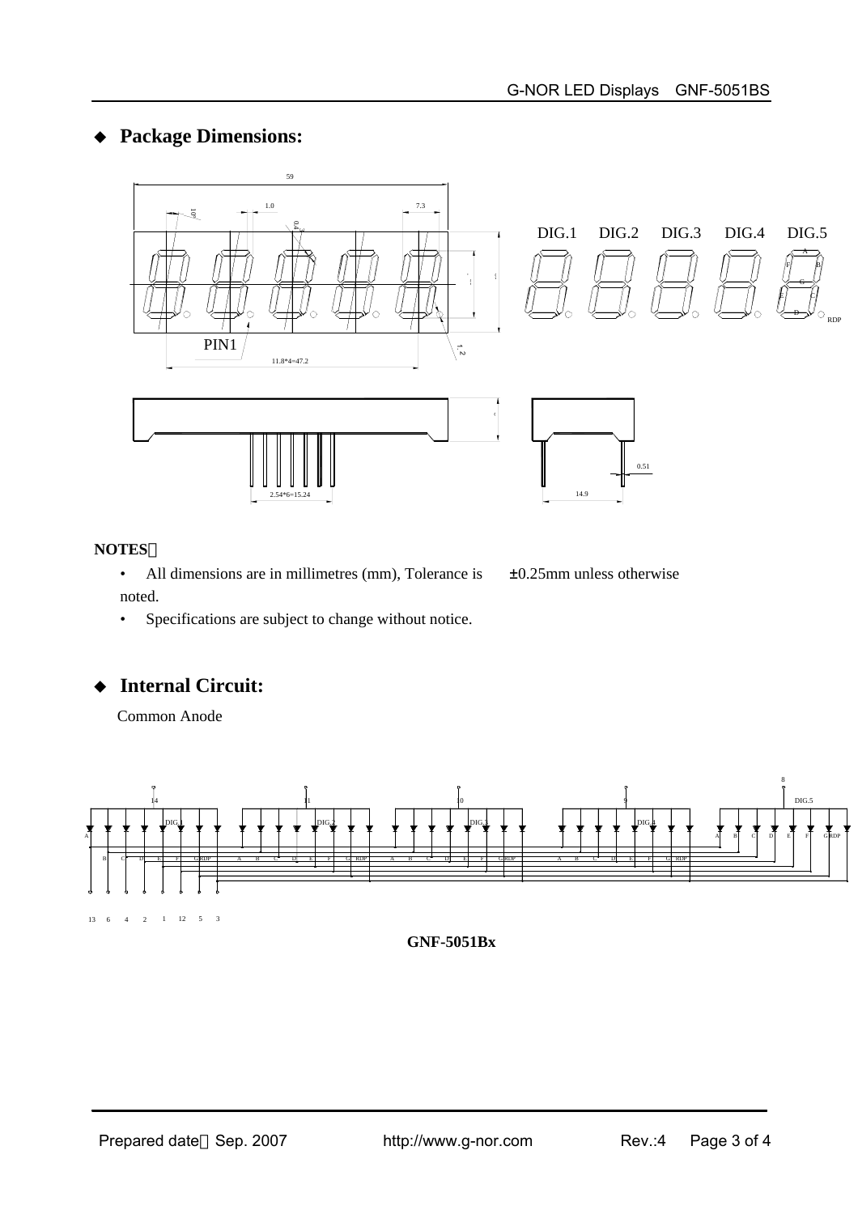## ◆ Package Dimensions:

**NOTES：**

- All dimensions are in millimetres (mm), Tolerance is ±0.25mm unless otherwise noted.
- Specifications are subject to change without notice.

## ◆ Internal Circuit:

Common Anode

**GNF-5051Bx**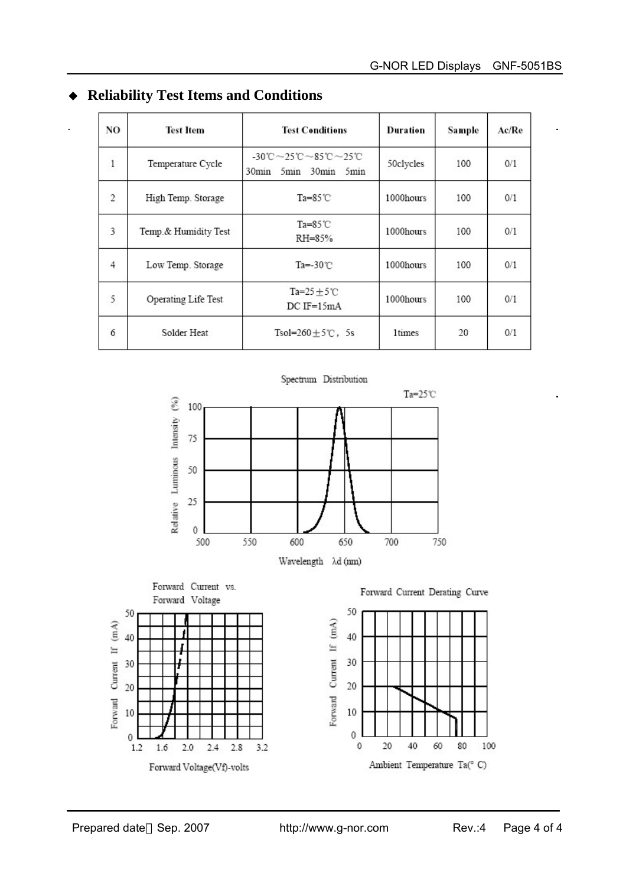## ◆ Reliability Test Items and Conditions

| NO | Test Item | Test Conditions | Duration | Sample | Ac/Re |
|---|---|---|---|---|---|
| 1 | Temperature Cycle | -30℃～25℃～85℃～25℃ 30min 5min 30min 5min | 50clycles | 100 | 0/1 |
| 2 | High Temp. Storage | Ta=85℃ | 1000hours | 100 | 0/1 |
| 3 | Temp.& Humidity Test | Ta=85℃ RH=85% | 1000hours | 100 | 0/1 |
| 4 | Low Temp. Storage | Ta=-30℃ | 1000hours | 100 | 0/1 |
| 5 | Operating Life Test | Ta=25±5℃ DC IF=15mA | 1000hours | 100 | 0/1 |
| 6 | Solder Heat | Tsol=260±5℃, 5s | 1times | 20 | 0/1 |

Spectrum Distribution

Ta=25℃

Relative Luminous Intensity (%)

100
75
50
25
0

500 550 600 650 700 750

Wavelength λd (nm)

Forward Current vs. Forward Voltage

Forward Current If (mA)

50
40
30
20
10
0

1.2 1.6 2.0 2.4 2.8 3.2

Forward Voltage(Vf)-volts

Forward Current Derating Curve

Forward Current If (mA)

50
40
30
20
10
0

0 20 40 60 80 100

Ambient Temperature Ta(° C)